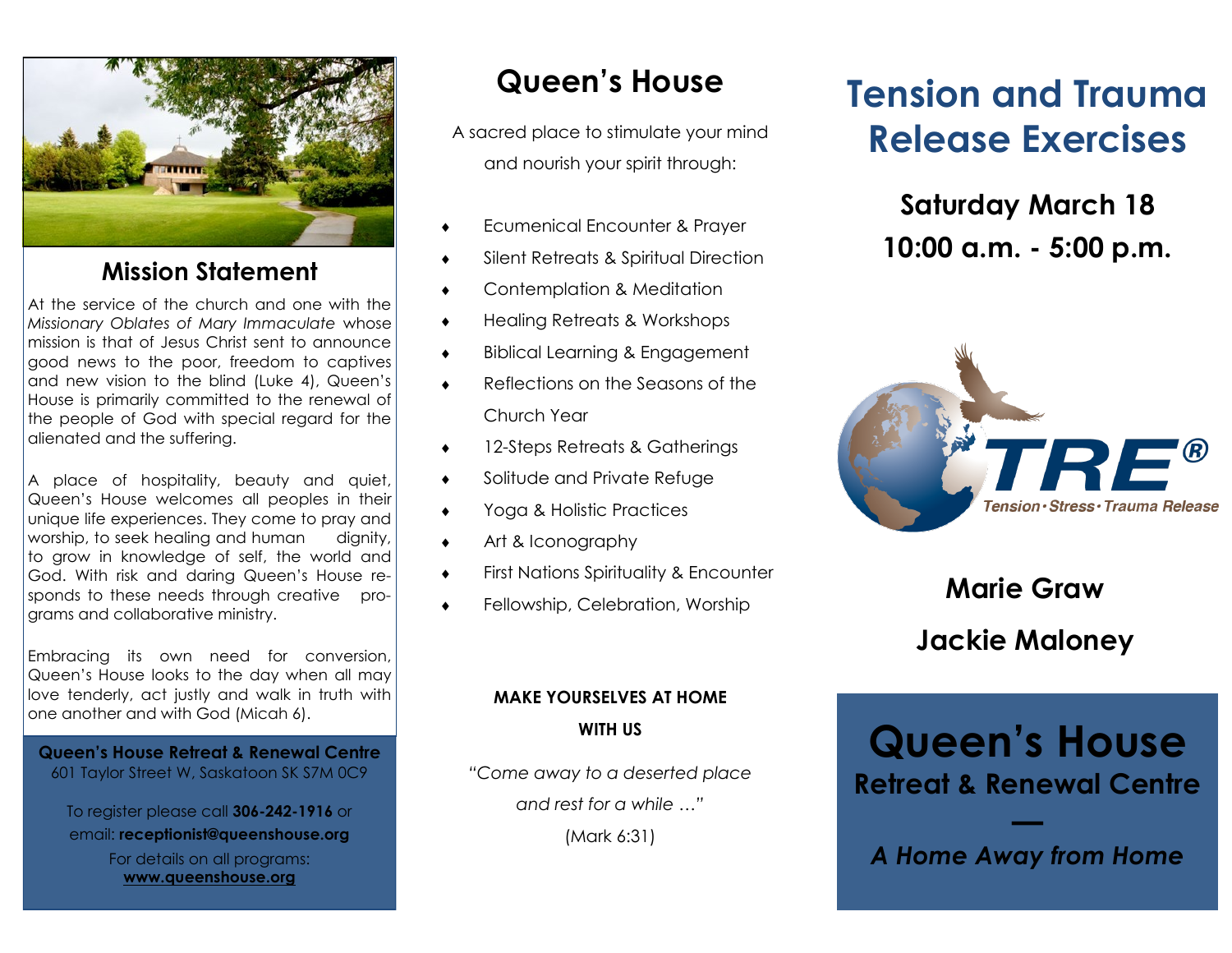## Mission Statement

At the service of the church and one with the *Missionary Oblates of Mary Immaculate* whose mission is that of Jesus Christ sent to announce good news to the poor, freedom to captives and new vision to the blind (Luke 4), Queen's House is primarily committed to the renewal of the people of God with special regard for the alienated and the suffering.

A place of hospitality, beauty and quiet, Queen's House welcomes all peoples in their unique life experiences. They come to pray and worship, to seek healing and human dignity, to grow in knowledge of self, the world and God. With risk and daring Queen's House responds to these needs through creative programs and collaborative ministry.

Embracing its own need for conversion, Queen's House looks to the day when all may love tenderly, act justly and walk in truth with one another and with God (Micah 6).

**Queen's House Retreat & Renewal Centre**
601 Taylor Street W, Saskatoon SK S7M 0C9

To register please call **306-242-1916** or email: **receptionist@queenshouse.org**

For details on all programs:
**www.queenshouse.org**

# Queen's House

A sacred place to stimulate your mind and nourish your spirit through:

- Ecumenical Encounter & Prayer
- Silent Retreats & Spiritual Direction
- Contemplation & Meditation
- Healing Retreats & Workshops
- Biblical Learning & Engagement
- Reflections on the Seasons of the Church Year
- 12-Steps Retreats & Gatherings
- Solitude and Private Refuge
- Yoga & Holistic Practices
- Art & Iconography
- First Nations Spirituality & Encounter
- Fellowship, Celebration, Worship

**MAKE YOURSELVES AT HOME WITH US**

*"Come away to a deserted place and rest for a while …"*
(Mark 6:31)

# Tension and Trauma Release Exercises

## Saturday March 18
## 10:00 a.m. - 5:00 p.m.

TRE® Tension · Stress · Trauma Release

## Marie Graw
## Jackie Maloney

# Queen's House
## Retreat & Renewal Centre

—

***A Home Away from Home***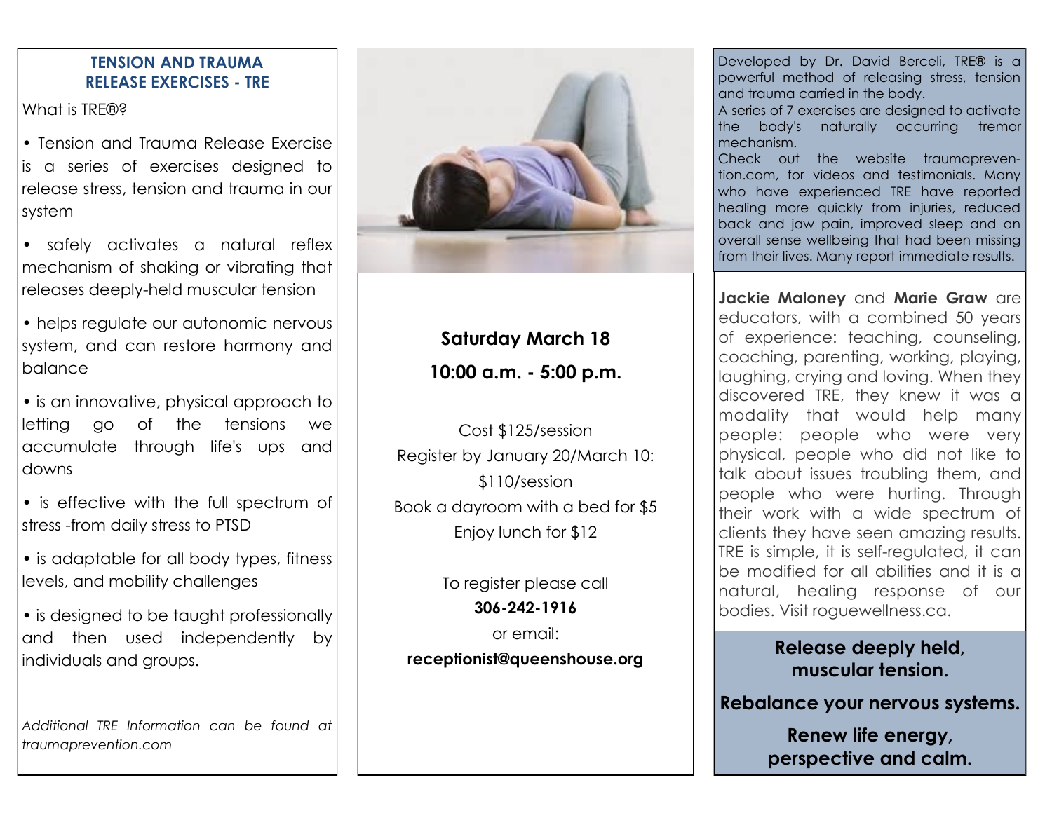## TENSION AND TRAUMA RELEASE EXERCISES - TRE

What is TRE®?

- Tension and Trauma Release Exercise is a series of exercises designed to release stress, tension and trauma in our system
- safely activates a natural reflex mechanism of shaking or vibrating that releases deeply-held muscular tension
- helps regulate our autonomic nervous system, and can restore harmony and balance
- is an innovative, physical approach to letting go of the tensions we accumulate through life's ups and downs
- is effective with the full spectrum of stress -from daily stress to PTSD
- is adaptable for all body types, fitness levels, and mobility challenges
- is designed to be taught professionally and then used independently by individuals and groups.

*Additional TRE Information can be found at traumaprevention.com*

**Saturday March 18**

**10:00 a.m. - 5:00 p.m.**

Cost $125/session

Register by January 20/March 10: $110/session

Book a dayroom with a bed for $5

Enjoy lunch for $12

To register please call

**306-242-1916**

or email:

**receptionist@queenshouse.org**

Developed by Dr. David Berceli, TRE® is a powerful method of releasing stress, tension and trauma carried in the body.

A series of 7 exercises are designed to activate the body's naturally occurring tremor mechanism.

Check out the website traumaprevention.com, for videos and testimonials. Many who have experienced TRE have reported healing more quickly from injuries, reduced back and jaw pain, improved sleep and an overall sense wellbeing that had been missing from their lives. Many report immediate results.

**Jackie Maloney** and **Marie Graw** are educators, with a combined 50 years of experience: teaching, counseling, coaching, parenting, working, playing, laughing, crying and loving. When they discovered TRE, they knew it was a modality that would help many people: people who were very physical, people who did not like to talk about issues troubling them, and people who were hurting. Through their work with a wide spectrum of clients they have seen amazing results. TRE is simple, it is self-regulated, it can be modified for all abilities and it is a natural, healing response of our bodies. Visit roguewellness.ca.

**Release deeply held, muscular tension.**

**Rebalance your nervous systems.**

**Renew life energy, perspective and calm.**